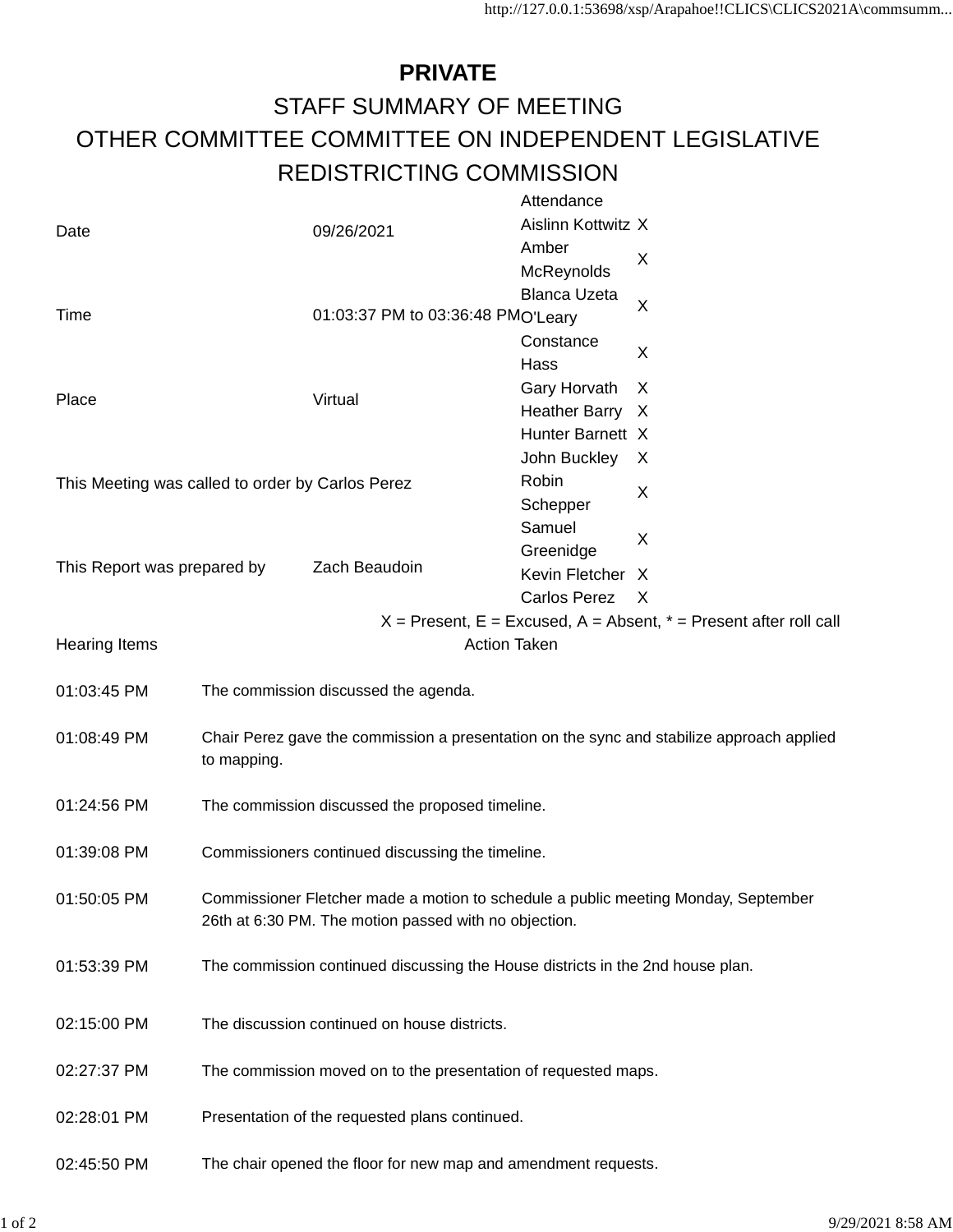# PRIVATE

## STAFF SUMMARY OF MEETING

## OTHER COMMITTEE COMMITTEE ON INDEPENDENT LEGISLATIVE REDISTRICTING COMMISSION

| | | |
|---|---|---|
| Date | 09/26/2021 | |
| Time | 01:03:37 PM to 03:36:48 PM | |
| Place | Virtual | |
| This Meeting was called to order by Carlos Perez | | |
| This Report was prepared by | Zach Beaudoin | |

| Attendance | |
|---|---|
| Aislinn Kottwitz | X |
| Amber McReynolds | X |
| Blanca Uzeta O'Leary | X |
| Constance Hass | X |
| Gary Horvath | X |
| Heather Barry | X |
| Hunter Barnett | X |
| John Buckley | X |
| Robin Schepper | X |
| Samuel Greenidge | X |
| Kevin Fletcher | X |
| Carlos Perez | X |

X = Present, E = Excused, A = Absent, * = Present after roll call

| Hearing Items | Action Taken |
|---|---|
| 01:03:45 PM | The commission discussed the agenda. |
| 01:08:49 PM | Chair Perez gave the commission a presentation on the sync and stabilize approach applied to mapping. |
| 01:24:56 PM | The commission discussed the proposed timeline. |
| 01:39:08 PM | Commissioners continued discussing the timeline. |
| 01:50:05 PM | Commissioner Fletcher made a motion to schedule a public meeting Monday, September 26th at 6:30 PM. The motion passed with no objection. |
| 01:53:39 PM | The commission continued discussing the House districts in the 2nd house plan. |
| 02:15:00 PM | The discussion continued on house districts. |
| 02:27:37 PM | The commission moved on to the presentation of requested maps. |
| 02:28:01 PM | Presentation of the requested plans continued. |
| 02:45:50 PM | The chair opened the floor for new map and amendment requests. |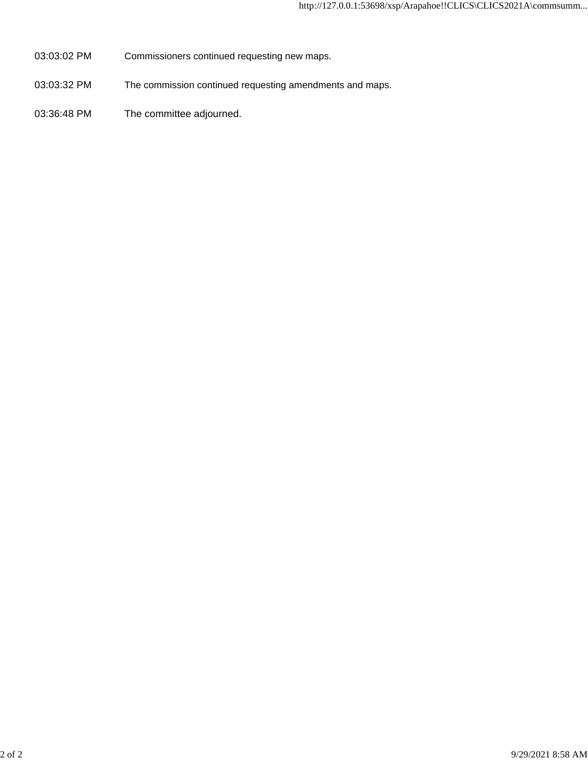| | |
|---|---|
| 03:03:02 PM | Commissioners continued requesting new maps. |
| 03:03:32 PM | The commission continued requesting amendments and maps. |
| 03:36:48 PM | The committee adjourned. |